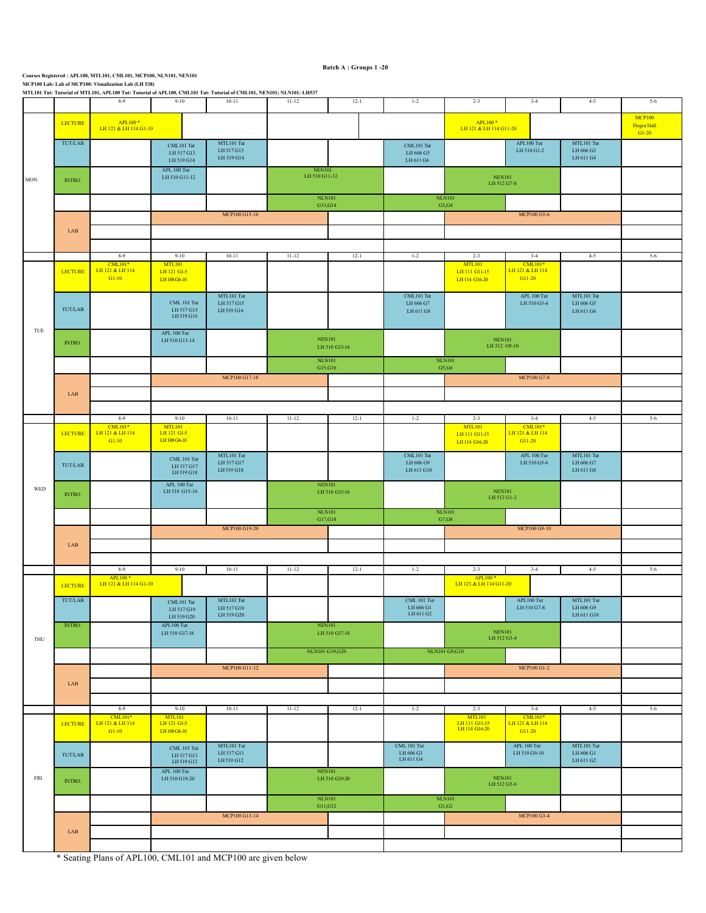**Batch A : Groups 1 -20**

**Courses Registered : APL100, MTL101, CML101, MCP100, NLN101, NEN101**

**MCP100 Lab: Lab of MCP100: Visualization Lab (LH 538)**

**MTL101 Tut: Tutorial of MTL101, APL100 Tut: Tutorial of APL100, CML101 Tut: Tutorial of CML101, NEN101; NLN101: LH537**

| Day | Type | 8-9 | 9-10 | 10-11 | 11-12 | 12-1 | 1-2 | 2-3 | 3-4 | 4-5 | 5-6 |
|---|---|---|---|---|---|---|---|---|---|---|---|
| MON | LECTURE | APL100 * LH 121 & LH 114 G1-10 | | | | | | APL100 * LH 121 & LH 114 G11-20 | | | MCP100 Dogra Hall G1-20 |
| | TUT/LAB | | CML101 Tut LH 517 G13 LH 519 G14 | MTL101 Tut LH 517 G13 LH 519 G14 | | | CML101 Tut LH 606 G5 LH 611 G6 | | APL100 Tut LH 510 G1-2 | MTL101 Tut LH 606 G3 LH 611 G4 | |
| | INTRO. | | APL 100 Tut LH 510 G11-12 | | NEN101 LH 510 G11-12 | | | NEN101 LH 512 G7-8 | | | |
| | | | | | NLN101 G13,G14 | | NLN101 G3,G4 | | | | |
| | LAB | | MCP100 G15-16 | | | | | MCP100 G5-6 | | | |
| TUE | LECTURE | CML101* LH 121 & LH 114 G1-10 | MTL101 LH 121 G1-5 LH 108 G6-10 | | | | | MTL101 LH 111 G11-15 LH 114 G16-20 | CML101* LH 121 & LH 114 G11-20 | | |
| | TUT/LAB | | CML 101 Tut LH 517 G15 LH 519 G16 | MTL101 Tut LH 517 G15 LH 519 G16 | | | CML101 Tut LH 606 G7 LH 611 G8 | | APL 100 Tut LH 510 G3-4 | MTL101 Tut LH 606 G5 LH 611 G6 | |
| | INTRO. | | APL 100 Tut LH 510 G13-14 | | NEN101 LH 510 G13-14 | | | NEN101 LH 512 G9-10 | | | |
| | | | | | NLN101 G15,G16 | | NLN101 G5,G6 | | | | |
| | LAB | | MCP100 G17-18 | | | | | MCP100 G7-8 | | | |
| WED | LECTURE | CML101* LH 121 & LH 114 G1-10 | MTL101 LH 121 G1-5 LH 108 G6-10 | | | | | MTL101 LH 111 G11-15 LH 114 G16-20 | CML101* LH 121 & LH 114 G11-20 | | |
| | TUT/LAB | | CML 101 Tut LH 517 G17 LH 519 G18 | MTL101 Tut LH 517 G17 LH 519 G18 | | | CML101 Tut LH 606 G9 LH 611 G10 | | APL 100 Tut LH 510 G5-6 | MTL101 Tut LH 606 G7 LH 611 G8 | |
| | INTRO. | | APL 100 Tut LH 510 G15-16 | | NEN101 LH 510 G15-16 | | | NEN101 LH 512 G1-2 | | | |
| | | | | | NLN101 G17,G18 | | NLN101 G7,G8 | | | | |
| | LAB | | MCP100 G19-20 | | | | | MCP100 G9-10 | | | |
| THU | LECTURE | APL100 * LH 121 & LH 114 G1-10 | | | | | | APL100 * LH 121 & LH 114 G11-20 | | | |
| | TUT/LAB | | CML101 Tut LH 517 G19 LH 519 G20 | MTL101 Tut LH 517 G19 LH 519 G20 | | | CML 101 Tut LH 606 G1 LH 611 G2 | | APL100 Tut LH 510 G7-8 | MTL101 Tut LH 606 G9 LH 611 G10 | |
| | INTRO. | | APL100 Tut LH 510 G17-18 | | NEN101 LH 510 G17-18 | | | NEN101 LH 512 G3-4 | | | |
| | | | | | NLN101 G19,G20 | | NLN101 G9,G10 | | | | |
| | LAB | | MCP100 G11-12 | | | | | MCP100 G1-2 | | | |
| FRI | LECTURE | CML101* LH 121 & LH 114 G1-10 | MTL101 LH 121 G1-5 LH 108 G6-10 | | | | | MTL101 LH 111 G11-15 LH 114 G16-20 | CML101* LH 121 & LH 114 G11-20 | | |
| | TUT/LAB | | CML 101 Tut LH 517 G11 LH 519 G12 | MTL101 Tut LH 517 G11 LH 519 G12 | | | CML 101 Tut LH 606 G3 LH 611 G4 | | APL 100 Tut LH 510 G9-10 | MTL101 Tut LH 606 G1 LH 611 G2 | |
| | INTRO. | | APL 100 Tut LH 510 G19-20 | | NEN101 LH 510 G19-20 | | | NEN101 LH 512 G5-6 | | | |
| | | | | | NLN101 G11,G12 | | NLN101 G1,G2 | | | | |
| | LAB | | MCP100 G13-14 | | | | | MCP100 G3-4 | | | |

* Seating Plans of APL100, CML101 and MCP100 are given below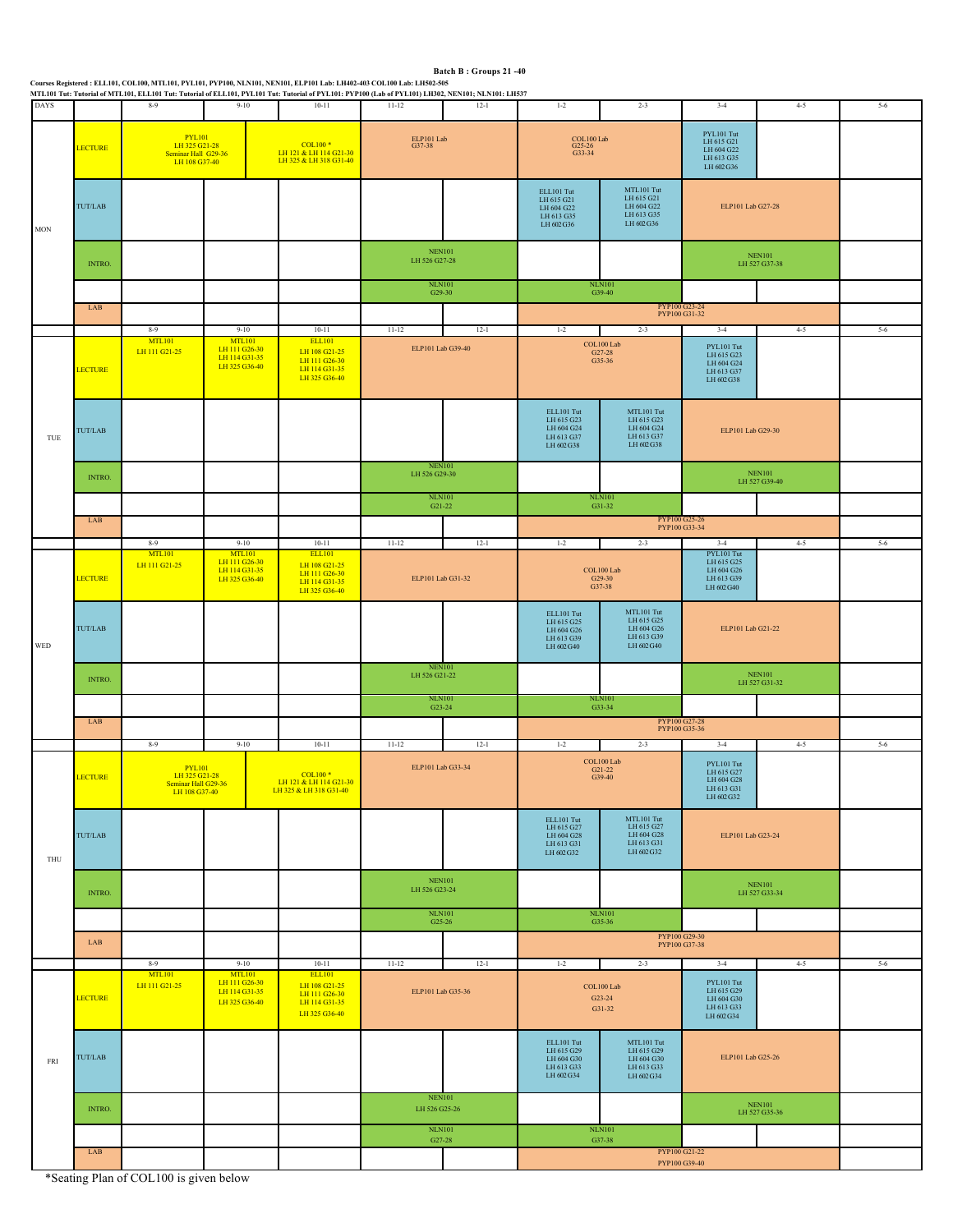# Batch B : Groups 21 -40

**Courses Registered : ELL101, COL100, MTL101, PYL101, PYP100, NLN101, NEN101, ELP101 Lab: LH402-403 COL100 Lab: LH502-505**

**MTL101 Tut: Tutorial of MTL101, ELL101 Tut: Tutorial of ELL101, PYL101 Tut: Tutorial of PYL101: PYP100 (Lab of PYL101) LH302, NEN101; NLN101: LH537**

| DAYS | | 8-9 | 9-10 | 10-11 | 11-12 | 12-1 | 1-2 | 2-3 | 3-4 | 4-5 | 5-6 |
|---|---|---|---|---|---|---|---|---|---|---|---|
| MON | LECTURE | PYL101 LH 325 G21-28 Seminar Hall G29-36 LH 108 G37-40 | | COL100 * LH 121 & LH 114 G21-30 LH 325 & LH 318 G31-40 | ELP101 Lab G37-38 | | COL100 Lab G25-26 G33-34 | | PYL101 Tut LH 615 G21 LH 604 G22 LH 613 G35 LH 602 G36 | | |
| | TUT/LAB | | | | | | ELL101 Tut LH 615 G21 LH 604 G22 LH 613 G35 LH 602 G36 | MTL101 Tut LH 615 G21 LH 604 G22 LH 613 G35 LH 602 G36 | ELP101 Lab G27-28 | | |
| | INTRO. | | | | NEN101 LH 526 G27-28 | | | | NEN101 LH 527 G37-38 | | |
| | | | | | NLN101 G29-30 | | NLN101 G39-40 | | | | |
| | LAB | | | | | | PYP100 G23-24 PYP100 G31-32 | | | | |
| TUE | LECTURE | MTL101 LH 111 G21-25 | MTL101 LH 111 G26-30 LH 114 G31-35 LH 325 G36-40 | ELL101 LH 108 G21-25 LH 111 G26-30 LH 114 G31-35 LH 325 G36-40 | ELP101 Lab G39-40 | | COL100 Lab G27-28 G35-36 | | PYL101 Tut LH 615 G23 LH 604 G24 LH 613 G37 LH 602 G38 | | |
| | TUT/LAB | | | | | | ELL101 Tut LH 615 G23 LH 604 G24 LH 613 G37 LH 602 G38 | MTL101 Tut LH 615 G23 LH 604 G24 LH 613 G37 LH 602 G38 | ELP101 Lab G29-30 | | |
| | INTRO. | | | | NEN101 LH 526 G29-30 | | | | NEN101 LH 527 G39-40 | | |
| | | | | | NLN101 G21-22 | | NLN101 G31-32 | | | | |
| | LAB | | | | | | PYP100 G25-26 PYP100 G33-34 | | | | |
| WED | LECTURE | MTL101 LH 111 G21-25 | MTL101 LH 111 G26-30 LH 114 G31-35 LH 325 G36-40 | ELL101 LH 108 G21-25 LH 111 G26-30 LH 114 G31-35 LH 325 G36-40 | ELP101 Lab G31-32 | | COL100 Lab G29-30 G37-38 | | PYL101 Tut LH 615 G25 LH 604 G26 LH 613 G39 LH 602 G40 | | |
| | TUT/LAB | | | | | | ELL101 Tut LH 615 G25 LH 604 G26 LH 613 G39 LH 602 G40 | MTL101 Tut LH 615 G25 LH 604 G26 LH 613 G39 LH 602 G40 | ELP101 Lab G21-22 | | |
| | INTRO. | | | | NEN101 LH 526 G21-22 | | | | NEN101 LH 527 G31-32 | | |
| | | | | | NLN101 G23-24 | | NLN101 G33-34 | | | | |
| | LAB | | | | | | PYP100 G27-28 PYP100 G35-36 | | | | |
| THU | LECTURE | PYL101 LH 325 G21-28 Seminar Hall G29-36 LH 108 G37-40 | | COL100 * LH 121 & LH 114 G21-30 LH 325 & LH 318 G31-40 | ELP101 Lab G33-34 | | COL100 Lab G21-22 G39-40 | | PYL101 Tut LH 615 G27 LH 604 G28 LH 613 G31 LH 602 G32 | | |
| | TUT/LAB | | | | | | ELL101 Tut LH 615 G27 LH 604 G28 LH 613 G31 LH 602 G32 | MTL101 Tut LH 615 G27 LH 604 G28 LH 613 G31 LH 602 G32 | ELP101 Lab G23-24 | | |
| | INTRO. | | | | NEN101 LH 526 G23-24 | | | | NEN101 LH 527 G33-34 | | |
| | | | | | NLN101 G25-26 | | NLN101 G35-36 | | | | |
| | LAB | | | | | | PYP100 G29-30 PYP100 G37-38 | | | | |
| FRI | LECTURE | MTL101 LH 111 G21-25 | MTL101 LH 111 G26-30 LH 114 G31-35 LH 325 G36-40 | ELL101 LH 108 G21-25 LH 111 G26-30 LH 114 G31-35 LH 325 G36-40 | ELP101 Lab G35-36 | | COL100 Lab G23-24 G31-32 | | PYL101 Tut LH 615 G29 LH 604 G30 LH 613 G33 LH 602 G34 | | |
| | TUT/LAB | | | | | | ELL101 Tut LH 615 G29 LH 604 G30 LH 613 G33 LH 602 G34 | MTL101 Tut LH 615 G29 LH 604 G30 LH 613 G33 LH 602 G34 | ELP101 Lab G25-26 | | |
| | INTRO. | | | | NEN101 LH 526 G25-26 | | | | NEN101 LH 527 G35-36 | | |
| | | | | | NLN101 G27-28 | | NLN101 G37-38 | | | | |
| | LAB | | | | | | PYP100 G21-22 PYP100 G39-40 | | | | |

*Seating Plan of COL100 is given below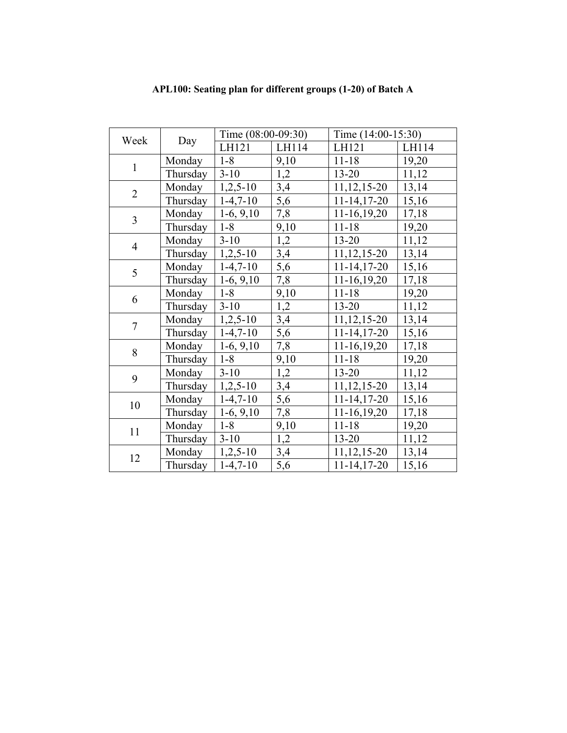**APL100: Seating plan for different groups (1-20) of Batch A**

| Week | Day | Time (08:00-09:30) | | Time (14:00-15:30) | |
|---|---|---|---|---|---|
| | | LH121 | LH114 | LH121 | LH114 |
| 1 | Monday | 1-8 | 9,10 | 11-18 | 19,20 |
| | Thursday | 3-10 | 1,2 | 13-20 | 11,12 |
| 2 | Monday | 1,2,5-10 | 3,4 | 11,12,15-20 | 13,14 |
| | Thursday | 1-4,7-10 | 5,6 | 11-14,17-20 | 15,16 |
| 3 | Monday | 1-6, 9,10 | 7,8 | 11-16,19,20 | 17,18 |
| | Thursday | 1-8 | 9,10 | 11-18 | 19,20 |
| 4 | Monday | 3-10 | 1,2 | 13-20 | 11,12 |
| | Thursday | 1,2,5-10 | 3,4 | 11,12,15-20 | 13,14 |
| 5 | Monday | 1-4,7-10 | 5,6 | 11-14,17-20 | 15,16 |
| | Thursday | 1-6, 9,10 | 7,8 | 11-16,19,20 | 17,18 |
| 6 | Monday | 1-8 | 9,10 | 11-18 | 19,20 |
| | Thursday | 3-10 | 1,2 | 13-20 | 11,12 |
| 7 | Monday | 1,2,5-10 | 3,4 | 11,12,15-20 | 13,14 |
| | Thursday | 1-4,7-10 | 5,6 | 11-14,17-20 | 15,16 |
| 8 | Monday | 1-6, 9,10 | 7,8 | 11-16,19,20 | 17,18 |
| | Thursday | 1-8 | 9,10 | 11-18 | 19,20 |
| 9 | Monday | 3-10 | 1,2 | 13-20 | 11,12 |
| | Thursday | 1,2,5-10 | 3,4 | 11,12,15-20 | 13,14 |
| 10 | Monday | 1-4,7-10 | 5,6 | 11-14,17-20 | 15,16 |
| | Thursday | 1-6, 9,10 | 7,8 | 11-16,19,20 | 17,18 |
| 11 | Monday | 1-8 | 9,10 | 11-18 | 19,20 |
| | Thursday | 3-10 | 1,2 | 13-20 | 11,12 |
| 12 | Monday | 1,2,5-10 | 3,4 | 11,12,15-20 | 13,14 |
| | Thursday | 1-4,7-10 | 5,6 | 11-14,17-20 | 15,16 |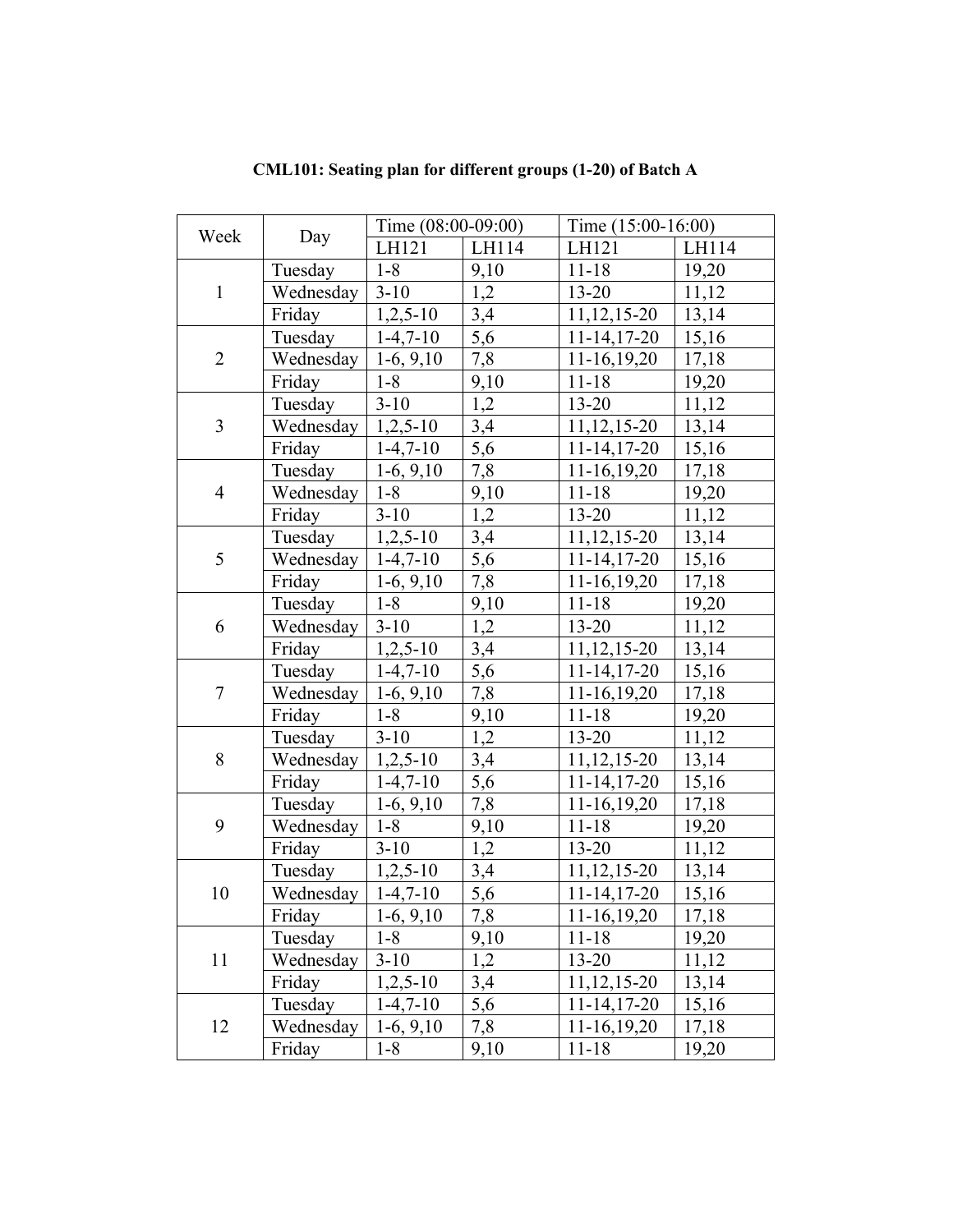**CML101: Seating plan for different groups (1-20) of Batch A**

| Week | Day | Time (08:00-09:00) | | Time (15:00-16:00) | |
|---|---|---|---|---|---|
| | | LH121 | LH114 | LH121 | LH114 |
| 1 | Tuesday | 1-8 | 9,10 | 11-18 | 19,20 |
| | Wednesday | 3-10 | 1,2 | 13-20 | 11,12 |
| | Friday | 1,2,5-10 | 3,4 | 11,12,15-20 | 13,14 |
| 2 | Tuesday | 1-4,7-10 | 5,6 | 11-14,17-20 | 15,16 |
| | Wednesday | 1-6, 9,10 | 7,8 | 11-16,19,20 | 17,18 |
| | Friday | 1-8 | 9,10 | 11-18 | 19,20 |
| 3 | Tuesday | 3-10 | 1,2 | 13-20 | 11,12 |
| | Wednesday | 1,2,5-10 | 3,4 | 11,12,15-20 | 13,14 |
| | Friday | 1-4,7-10 | 5,6 | 11-14,17-20 | 15,16 |
| 4 | Tuesday | 1-6, 9,10 | 7,8 | 11-16,19,20 | 17,18 |
| | Wednesday | 1-8 | 9,10 | 11-18 | 19,20 |
| | Friday | 3-10 | 1,2 | 13-20 | 11,12 |
| 5 | Tuesday | 1,2,5-10 | 3,4 | 11,12,15-20 | 13,14 |
| | Wednesday | 1-4,7-10 | 5,6 | 11-14,17-20 | 15,16 |
| | Friday | 1-6, 9,10 | 7,8 | 11-16,19,20 | 17,18 |
| 6 | Tuesday | 1-8 | 9,10 | 11-18 | 19,20 |
| | Wednesday | 3-10 | 1,2 | 13-20 | 11,12 |
| | Friday | 1,2,5-10 | 3,4 | 11,12,15-20 | 13,14 |
| 7 | Tuesday | 1-4,7-10 | 5,6 | 11-14,17-20 | 15,16 |
| | Wednesday | 1-6, 9,10 | 7,8 | 11-16,19,20 | 17,18 |
| | Friday | 1-8 | 9,10 | 11-18 | 19,20 |
| 8 | Tuesday | 3-10 | 1,2 | 13-20 | 11,12 |
| | Wednesday | 1,2,5-10 | 3,4 | 11,12,15-20 | 13,14 |
| | Friday | 1-4,7-10 | 5,6 | 11-14,17-20 | 15,16 |
| 9 | Tuesday | 1-6, 9,10 | 7,8 | 11-16,19,20 | 17,18 |
| | Wednesday | 1-8 | 9,10 | 11-18 | 19,20 |
| | Friday | 3-10 | 1,2 | 13-20 | 11,12 |
| 10 | Tuesday | 1,2,5-10 | 3,4 | 11,12,15-20 | 13,14 |
| | Wednesday | 1-4,7-10 | 5,6 | 11-14,17-20 | 15,16 |
| | Friday | 1-6, 9,10 | 7,8 | 11-16,19,20 | 17,18 |
| 11 | Tuesday | 1-8 | 9,10 | 11-18 | 19,20 |
| | Wednesday | 3-10 | 1,2 | 13-20 | 11,12 |
| | Friday | 1,2,5-10 | 3,4 | 11,12,15-20 | 13,14 |
| 12 | Tuesday | 1-4,7-10 | 5,6 | 11-14,17-20 | 15,16 |
| | Wednesday | 1-6, 9,10 | 7,8 | 11-16,19,20 | 17,18 |
| | Friday | 1-8 | 9,10 | 11-18 | 19,20 |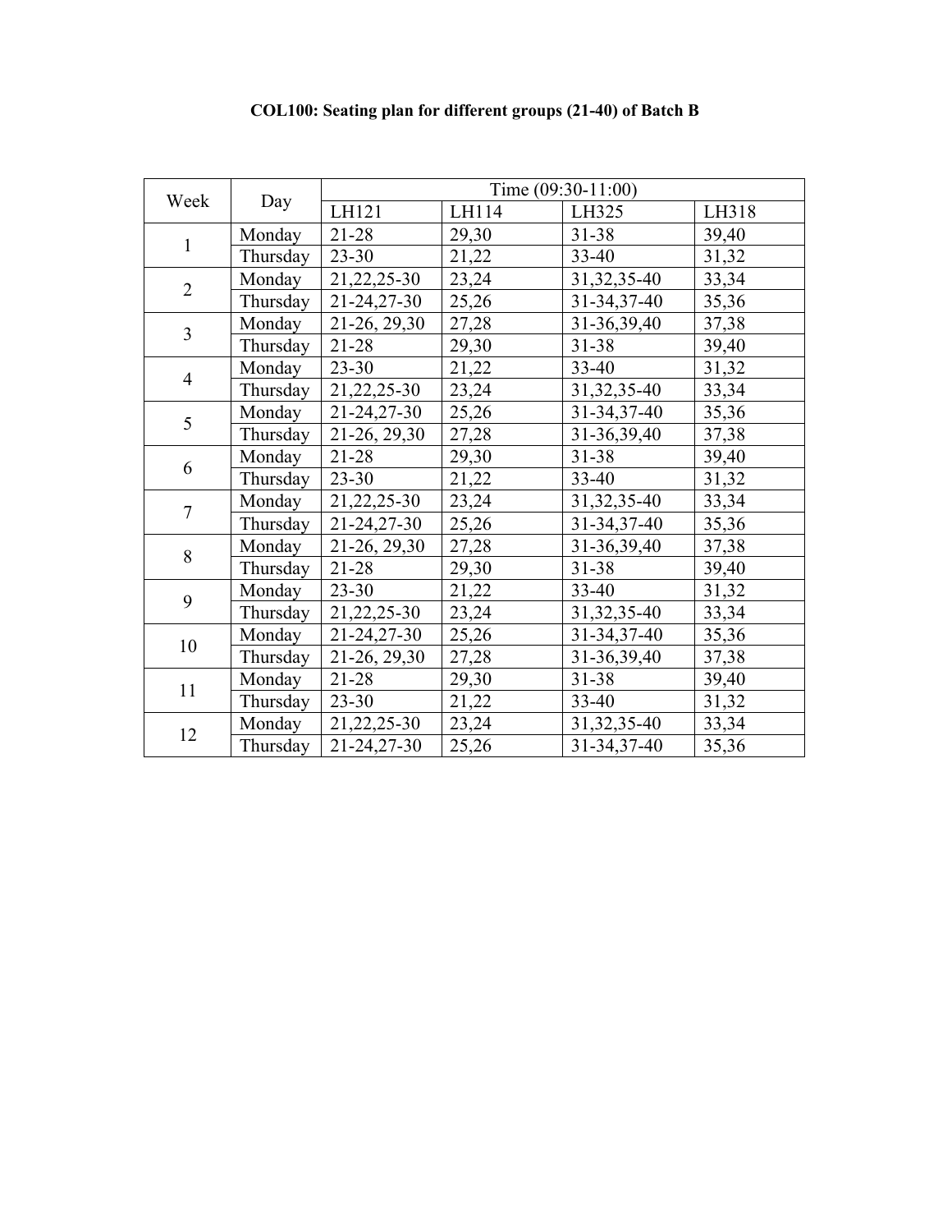**COL100: Seating plan for different groups (21-40) of Batch B**

| Week | Day | Time (09:30-11:00) | | | |
|---|---|---|---|---|---|
| | | LH121 | LH114 | LH325 | LH318 |
| 1 | Monday | 21-28 | 29,30 | 31-38 | 39,40 |
| | Thursday | 23-30 | 21,22 | 33-40 | 31,32 |
| 2 | Monday | 21,22,25-30 | 23,24 | 31,32,35-40 | 33,34 |
| | Thursday | 21-24,27-30 | 25,26 | 31-34,37-40 | 35,36 |
| 3 | Monday | 21-26, 29,30 | 27,28 | 31-36,39,40 | 37,38 |
| | Thursday | 21-28 | 29,30 | 31-38 | 39,40 |
| 4 | Monday | 23-30 | 21,22 | 33-40 | 31,32 |
| | Thursday | 21,22,25-30 | 23,24 | 31,32,35-40 | 33,34 |
| 5 | Monday | 21-24,27-30 | 25,26 | 31-34,37-40 | 35,36 |
| | Thursday | 21-26, 29,30 | 27,28 | 31-36,39,40 | 37,38 |
| 6 | Monday | 21-28 | 29,30 | 31-38 | 39,40 |
| | Thursday | 23-30 | 21,22 | 33-40 | 31,32 |
| 7 | Monday | 21,22,25-30 | 23,24 | 31,32,35-40 | 33,34 |
| | Thursday | 21-24,27-30 | 25,26 | 31-34,37-40 | 35,36 |
| 8 | Monday | 21-26, 29,30 | 27,28 | 31-36,39,40 | 37,38 |
| | Thursday | 21-28 | 29,30 | 31-38 | 39,40 |
| 9 | Monday | 23-30 | 21,22 | 33-40 | 31,32 |
| | Thursday | 21,22,25-30 | 23,24 | 31,32,35-40 | 33,34 |
| 10 | Monday | 21-24,27-30 | 25,26 | 31-34,37-40 | 35,36 |
| | Thursday | 21-26, 29,30 | 27,28 | 31-36,39,40 | 37,38 |
| 11 | Monday | 21-28 | 29,30 | 31-38 | 39,40 |
| | Thursday | 23-30 | 21,22 | 33-40 | 31,32 |
| 12 | Monday | 21,22,25-30 | 23,24 | 31,32,35-40 | 33,34 |
| | Thursday | 21-24,27-30 | 25,26 | 31-34,37-40 | 35,36 |